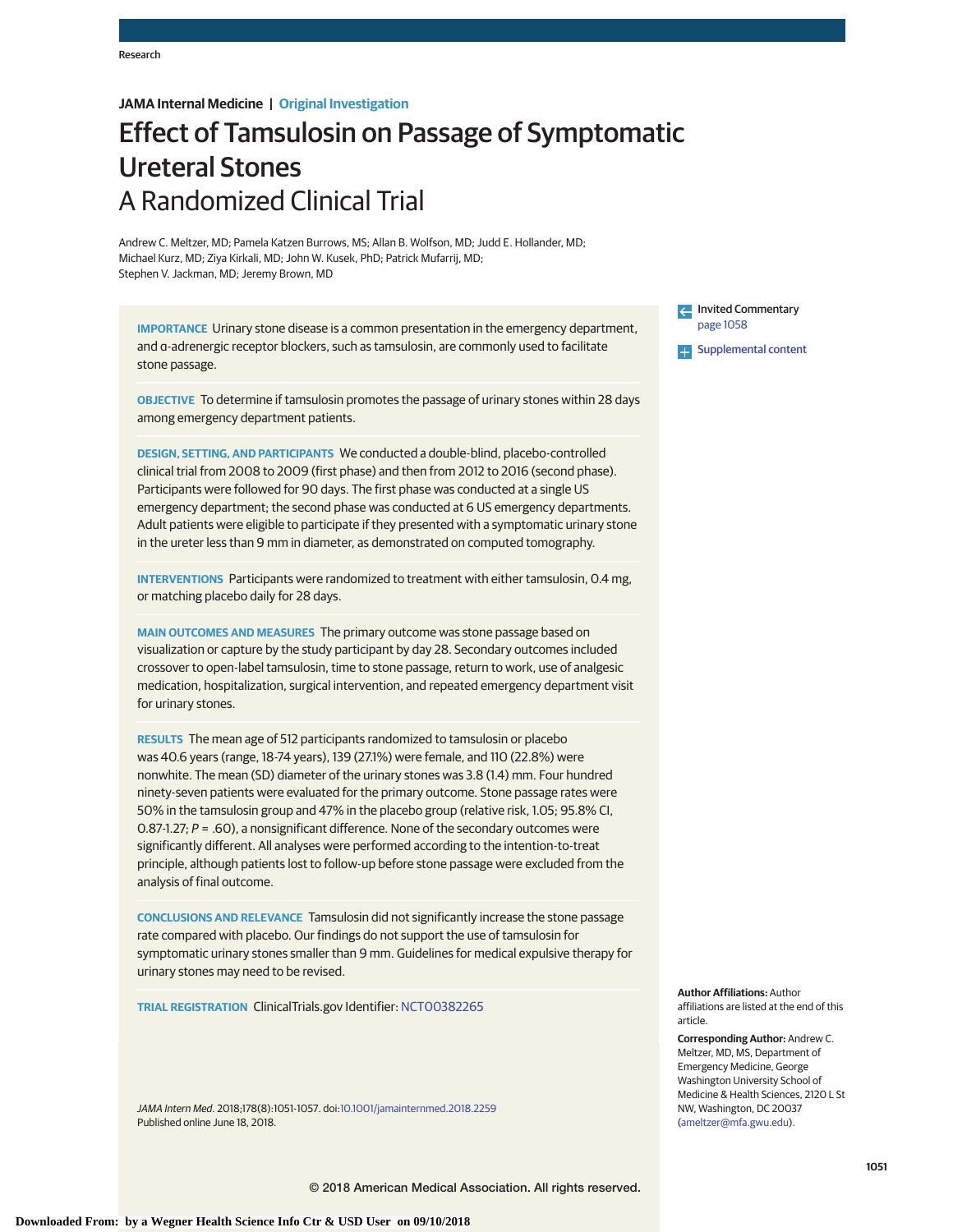JAMA Internal Medicine | Original Investigation

# Effect of Tamsulosin on Passage of Symptomatic Ureteral Stones
## A Randomized Clinical Trial

Andrew C. Meltzer, MD; Pamela Katzen Burrows, MS; Allan B. Wolfson, MD; Judd E. Hollander, MD; Michael Kurz, MD; Ziya Kirkali, MD; John W. Kusek, PhD; Patrick Mufarrij, MD; Stephen V. Jackman, MD; Jeremy Brown, MD

**IMPORTANCE** Urinary stone disease is a common presentation in the emergency department, and α-adrenergic receptor blockers, such as tamsulosin, are commonly used to facilitate stone passage.

**OBJECTIVE** To determine if tamsulosin promotes the passage of urinary stones within 28 days among emergency department patients.

**DESIGN, SETTING, AND PARTICIPANTS** We conducted a double-blind, placebo-controlled clinical trial from 2008 to 2009 (first phase) and then from 2012 to 2016 (second phase). Participants were followed for 90 days. The first phase was conducted at a single US emergency department; the second phase was conducted at 6 US emergency departments. Adult patients were eligible to participate if they presented with a symptomatic urinary stone in the ureter less than 9 mm in diameter, as demonstrated on computed tomography.

**INTERVENTIONS** Participants were randomized to treatment with either tamsulosin, 0.4 mg, or matching placebo daily for 28 days.

**MAIN OUTCOMES AND MEASURES** The primary outcome was stone passage based on visualization or capture by the study participant by day 28. Secondary outcomes included crossover to open-label tamsulosin, time to stone passage, return to work, use of analgesic medication, hospitalization, surgical intervention, and repeated emergency department visit for urinary stones.

**RESULTS** The mean age of 512 participants randomized to tamsulosin or placebo was 40.6 years (range, 18-74 years), 139 (27.1%) were female, and 110 (22.8%) were nonwhite. The mean (SD) diameter of the urinary stones was 3.8 (1.4) mm. Four hundred ninety-seven patients were evaluated for the primary outcome. Stone passage rates were 50% in the tamsulosin group and 47% in the placebo group (relative risk, 1.05; 95.8% CI, 0.87-1.27; *P* = .60), a nonsignificant difference. None of the secondary outcomes were significantly different. All analyses were performed according to the intention-to-treat principle, although patients lost to follow-up before stone passage were excluded from the analysis of final outcome.

**CONCLUSIONS AND RELEVANCE** Tamsulosin did not significantly increase the stone passage rate compared with placebo. Our findings do not support the use of tamsulosin for symptomatic urinary stones smaller than 9 mm. Guidelines for medical expulsive therapy for urinary stones may need to be revised.

**TRIAL REGISTRATION** ClinicalTrials.gov Identifier: NCT00382265

*JAMA Intern Med*. 2018;178(8):1051-1057. doi:10.1001/jamainternmed.2018.2259
Published online June 18, 2018.

Invited Commentary page 1058

Supplemental content

**Author Affiliations:** Author affiliations are listed at the end of this article.

**Corresponding Author:** Andrew C. Meltzer, MD, MS, Department of Emergency Medicine, George Washington University School of Medicine & Health Sciences, 2120 L St NW, Washington, DC 20037 (ameltzer@mfa.gwu.edu).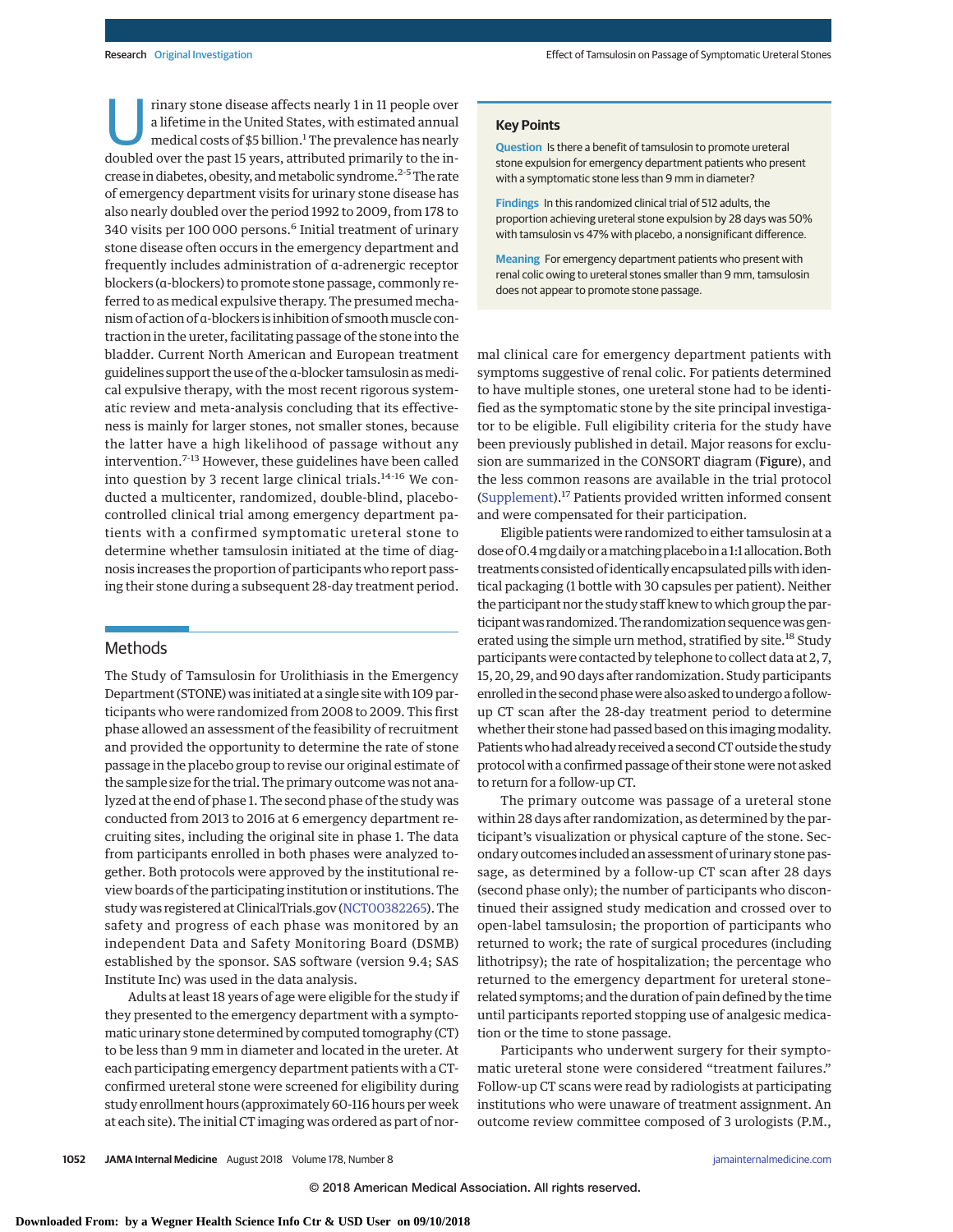Urinary stone disease affects nearly 1 in 11 people over a lifetime in the United States, with estimated annual medical costs of $5 billion.[1] The prevalence has nearly doubled over the past 15 years, attributed primarily to the increase in diabetes, obesity, and metabolic syndrome.[2-5] The rate of emergency department visits for urinary stone disease has also nearly doubled over the period 1992 to 2009, from 178 to 340 visits per 100 000 persons.[6] Initial treatment of urinary stone disease often occurs in the emergency department and frequently includes administration of α-adrenergic receptor blockers (α-blockers) to promote stone passage, commonly referred to as medical expulsive therapy. The presumed mechanism of action of α-blockers is inhibition of smooth muscle contraction in the ureter, facilitating passage of the stone into the bladder. Current North American and European treatment guidelines support the use of the α-blocker tamsulosin as medical expulsive therapy, with the most recent rigorous systematic review and meta-analysis concluding that its effectiveness is mainly for larger stones, not smaller stones, because the latter have a high likelihood of passage without any intervention.[7-13] However, these guidelines have been called into question by 3 recent large clinical trials.[14-16] We conducted a multicenter, randomized, double-blind, placebo-controlled clinical trial among emergency department patients with a confirmed symptomatic ureteral stone to determine whether tamsulosin initiated at the time of diagnosis increases the proportion of participants who report passing their stone during a subsequent 28-day treatment period.

**Key Points**

**Question** Is there a benefit of tamsulosin to promote ureteral stone expulsion for emergency department patients who present with a symptomatic stone less than 9 mm in diameter?

**Findings** In this randomized clinical trial of 512 adults, the proportion achieving ureteral stone expulsion by 28 days was 50% with tamsulosin vs 47% with placebo, a nonsignificant difference.

**Meaning** For emergency department patients who present with renal colic owing to ureteral stones smaller than 9 mm, tamsulosin does not appear to promote stone passage.

## Methods

The Study of Tamsulosin for Urolithiasis in the Emergency Department (STONE) was initiated at a single site with 109 participants who were randomized from 2008 to 2009. This first phase allowed an assessment of the feasibility of recruitment and provided the opportunity to determine the rate of stone passage in the placebo group to revise our original estimate of the sample size for the trial. The primary outcome was not analyzed at the end of phase 1. The second phase of the study was conducted from 2013 to 2016 at 6 emergency department recruiting sites, including the original site in phase 1. The data from participants enrolled in both phases were analyzed together. Both protocols were approved by the institutional review boards of the participating institution or institutions. The study was registered at ClinicalTrials.gov (NCT00382265). The safety and progress of each phase was monitored by an independent Data and Safety Monitoring Board (DSMB) established by the sponsor. SAS software (version 9.4; SAS Institute Inc) was used in the data analysis.

Adults at least 18 years of age were eligible for the study if they presented to the emergency department with a symptomatic urinary stone determined by computed tomography (CT) to be less than 9 mm in diameter and located in the ureter. At each participating emergency department patients with a CT-confirmed ureteral stone were screened for eligibility during study enrollment hours (approximately 60-116 hours per week at each site). The initial CT imaging was ordered as part of normal clinical care for emergency department patients with symptoms suggestive of renal colic. For patients determined to have multiple stones, one ureteral stone had to be identified as the symptomatic stone by the site principal investigator to be eligible. Full eligibility criteria for the study have been previously published in detail. Major reasons for exclusion are summarized in the CONSORT diagram (**Figure**), and the less common reasons are available in the trial protocol (Supplement).[17] Patients provided written informed consent and were compensated for their participation.

Eligible patients were randomized to either tamsulosin at a dose of 0.4 mg daily or a matching placebo in a 1:1 allocation. Both treatments consisted of identically encapsulated pills with identical packaging (1 bottle with 30 capsules per patient). Neither the participant nor the study staff knew to which group the participant was randomized. The randomization sequence was generated using the simple urn method, stratified by site.[18] Study participants were contacted by telephone to collect data at 2, 7, 15, 20, 29, and 90 days after randomization. Study participants enrolled in the second phase were also asked to undergo a follow-up CT scan after the 28-day treatment period to determine whether their stone had passed based on this imaging modality. Patients who had already received a second CT outside the study protocol with a confirmed passage of their stone were not asked to return for a follow-up CT.

The primary outcome was passage of a ureteral stone within 28 days after randomization, as determined by the participant's visualization or physical capture of the stone. Secondary outcomes included an assessment of urinary stone passage, as determined by a follow-up CT scan after 28 days (second phase only); the number of participants who discontinued their assigned study medication and crossed over to open-label tamsulosin; the proportion of participants who returned to work; the rate of surgical procedures (including lithotripsy); the rate of hospitalization; the percentage who returned to the emergency department for ureteral stone–related symptoms; and the duration of pain defined by the time until participants reported stopping use of analgesic medication or the time to stone passage.

Participants who underwent surgery for their symptomatic ureteral stone were considered "treatment failures." Follow-up CT scans were read by radiologists at participating institutions who were unaware of treatment assignment. An outcome review committee composed of 3 urologists (P.M.,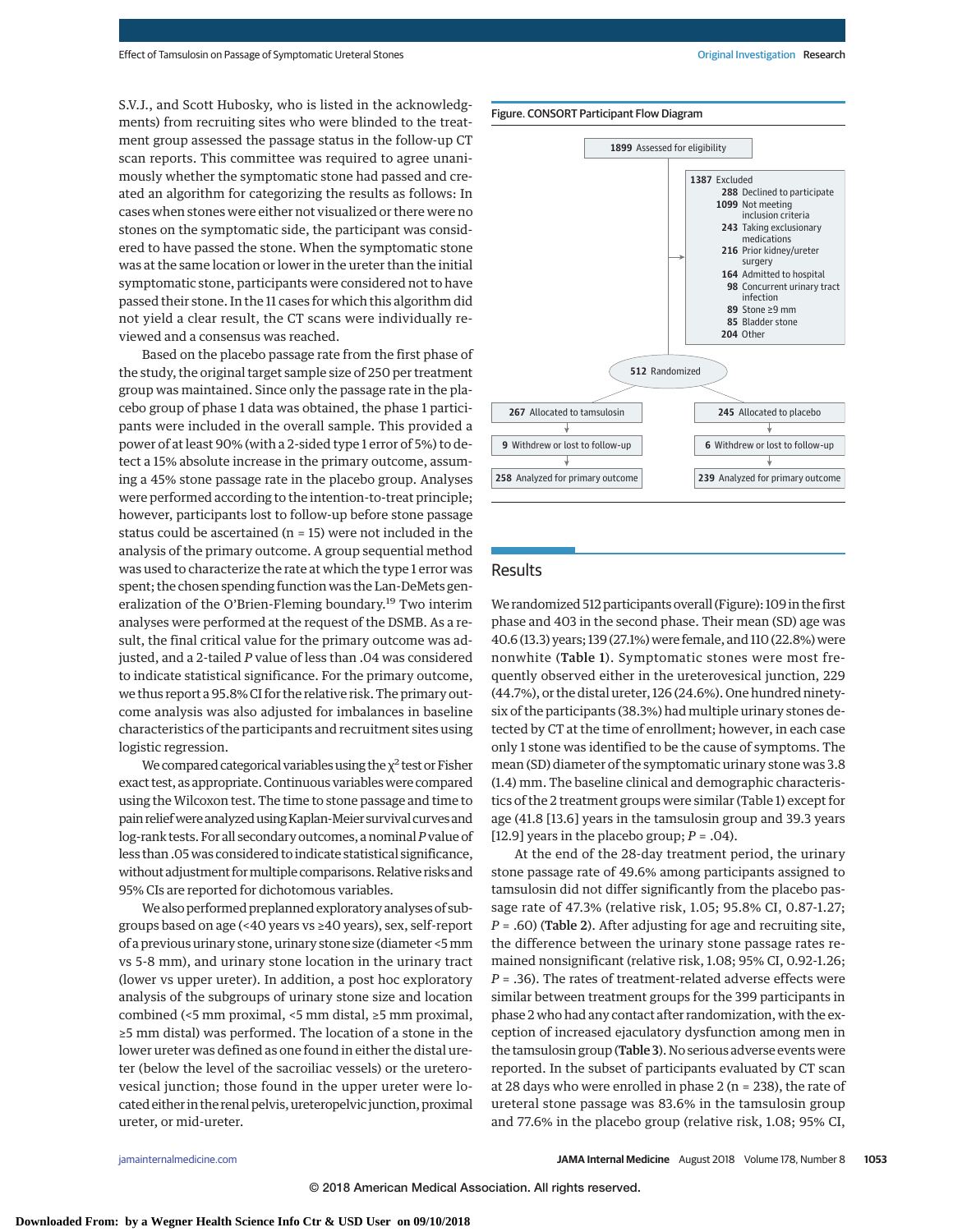S.V.J., and Scott Hubosky, who is listed in the acknowledgments) from recruiting sites who were blinded to the treatment group assessed the passage status in the follow-up CT scan reports. This committee was required to agree unanimously whether the symptomatic stone had passed and created an algorithm for categorizing the results as follows: In cases when stones were either not visualized or there were no stones on the symptomatic side, the participant was considered to have passed the stone. When the symptomatic stone was at the same location or lower in the ureter than the initial symptomatic stone, participants were considered not to have passed their stone. In the 11 cases for which this algorithm did not yield a clear result, the CT scans were individually reviewed and a consensus was reached.

Based on the placebo passage rate from the first phase of the study, the original target sample size of 250 per treatment group was maintained. Since only the passage rate in the placebo group of phase 1 data was obtained, the phase 1 participants were included in the overall sample. This provided a power of at least 90% (with a 2-sided type 1 error of 5%) to detect a 15% absolute increase in the primary outcome, assuming a 45% stone passage rate in the placebo group. Analyses were performed according to the intention-to-treat principle; however, participants lost to follow-up before stone passage status could be ascertained (n = 15) were not included in the analysis of the primary outcome. A group sequential method was used to characterize the rate at which the type 1 error was spent; the chosen spending function was the Lan-DeMets generalization of the O'Brien-Fleming boundary.[19] Two interim analyses were performed at the request of the DSMB. As a result, the final critical value for the primary outcome was adjusted, and a 2-tailed *P* value of less than .04 was considered to indicate statistical significance. For the primary outcome, we thus report a 95.8% CI for the relative risk. The primary outcome analysis was also adjusted for imbalances in baseline characteristics of the participants and recruitment sites using logistic regression.

We compared categorical variables using the $\chi^2$ test or Fisher exact test, as appropriate. Continuous variables were compared using the Wilcoxon test. The time to stone passage and time to pain relief were analyzed using Kaplan-Meier survival curves and log-rank tests. For all secondary outcomes, a nominal *P* value of less than .05 was considered to indicate statistical significance, without adjustment for multiple comparisons. Relative risks and 95% CIs are reported for dichotomous variables.

We also performed preplanned exploratory analyses of subgroups based on age (<40 years vs ≥40 years), sex, self-report of a previous urinary stone, urinary stone size (diameter <5 mm vs 5-8 mm), and urinary stone location in the urinary tract (lower vs upper ureter). In addition, a post hoc exploratory analysis of the subgroups of urinary stone size and location combined (<5 mm proximal, <5 mm distal, ≥5 mm proximal, ≥5 mm distal) was performed. The location of a stone in the lower ureter was defined as one found in either the distal ureter (below the level of the sacroiliac vessels) or the ureterovesical junction; those found in the upper ureter were located either in the renal pelvis, ureteropelvic junction, proximal ureter, or mid-ureter.

Figure. CONSORT Participant Flow Diagram

- **1899** Assessed for eligibility
- **1387** Excluded
  - **288** Declined to participate
  - **1099** Not meeting inclusion criteria
    - **243** Taking exclusionary medications
    - **216** Prior kidney/ureter surgery
    - **164** Admitted to hospital
    - **98** Concurrent urinary tract infection
    - **89** Stone ≥9 mm
    - **85** Bladder stone
    - **204** Other
- **512** Randomized

| Tamsulosin | Placebo |
|---|---|
| **267** Allocated to tamsulosin | **245** Allocated to placebo |
| **9** Withdrew or lost to follow-up | **6** Withdrew or lost to follow-up |
| **258** Analyzed for primary outcome | **239** Analyzed for primary outcome |

## Results

We randomized 512 participants overall (Figure): 109 in the first phase and 403 in the second phase. Their mean (SD) age was 40.6 (13.3) years; 139 (27.1%) were female, and 110 (22.8%) were nonwhite (**Table 1**). Symptomatic stones were most frequently observed either in the ureterovesical junction, 229 (44.7%), or the distal ureter, 126 (24.6%). One hundred ninety-six of the participants (38.3%) had multiple urinary stones detected by CT at the time of enrollment; however, in each case only 1 stone was identified to be the cause of symptoms. The mean (SD) diameter of the symptomatic urinary stone was 3.8 (1.4) mm. The baseline clinical and demographic characteristics of the 2 treatment groups were similar (Table 1) except for age (41.8 [13.6] years in the tamsulosin group and 39.3 years [12.9] years in the placebo group; *P* = .04).

At the end of the 28-day treatment period, the urinary stone passage rate of 49.6% among participants assigned to tamsulosin did not differ significantly from the placebo passage rate of 47.3% (relative risk, 1.05; 95.8% CI, 0.87-1.27; *P* = .60) (**Table 2**). After adjusting for age and recruiting site, the difference between the urinary stone passage rates remained nonsignificant (relative risk, 1.08; 95% CI, 0.92-1.26; *P* = .36). The rates of treatment-related adverse effects were similar between treatment groups for the 399 participants in phase 2 who had any contact after randomization, with the exception of increased ejaculatory dysfunction among men in the tamsulosin group (**Table 3**). No serious adverse events were reported. In the subset of participants evaluated by CT scan at 28 days who were enrolled in phase 2 (n = 238), the rate of ureteral stone passage was 83.6% in the tamsulosin group and 77.6% in the placebo group (relative risk, 1.08; 95% CI,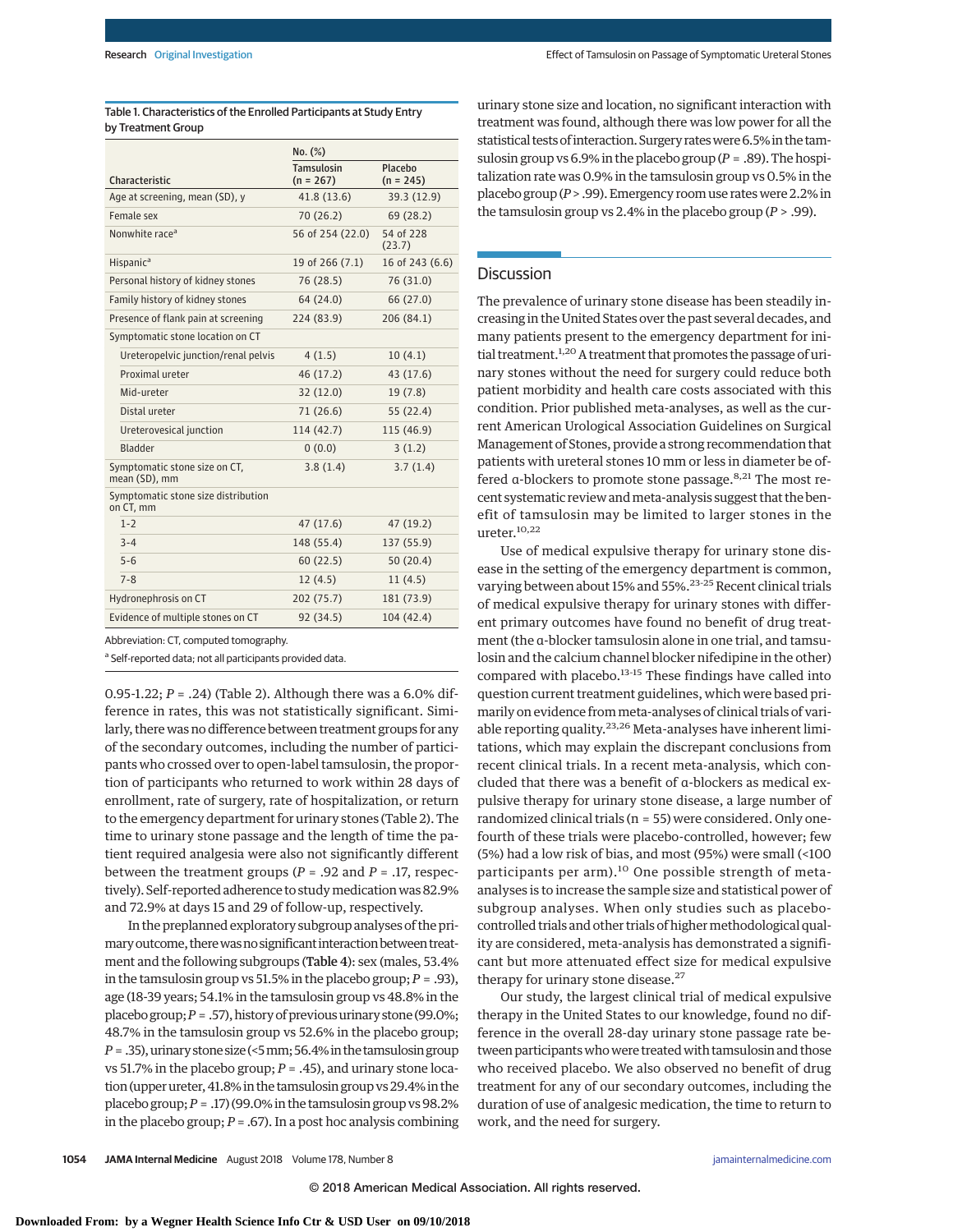Table 1. Characteristics of the Enrolled Participants at Study Entry by Treatment Group

| Characteristic | No. (%) | |
|---|---|---|
| | Tamsulosin (n = 267) | Placebo (n = 245) |
| Age at screening, mean (SD), y | 41.8 (13.6) | 39.3 (12.9) |
| Female sex | 70 (26.2) | 69 (28.2) |
| Nonwhite race[a] | 56 of 254 (22.0) | 54 of 228 (23.7) |
| Hispanic[a] | 19 of 266 (7.1) | 16 of 243 (6.6) |
| Personal history of kidney stones | 76 (28.5) | 76 (31.0) |
| Family history of kidney stones | 64 (24.0) | 66 (27.0) |
| Presence of flank pain at screening | 224 (83.9) | 206 (84.1) |
| Symptomatic stone location on CT | | |
| Ureteropelvic junction/renal pelvis | 4 (1.5) | 10 (4.1) |
| Proximal ureter | 46 (17.2) | 43 (17.6) |
| Mid-ureter | 32 (12.0) | 19 (7.8) |
| Distal ureter | 71 (26.6) | 55 (22.4) |
| Ureterovesical junction | 114 (42.7) | 115 (46.9) |
| Bladder | 0 (0.0) | 3 (1.2) |
| Symptomatic stone size on CT, mean (SD), mm | 3.8 (1.4) | 3.7 (1.4) |
| Symptomatic stone size distribution on CT, mm | | |
| 1-2 | 47 (17.6) | 47 (19.2) |
| 3-4 | 148 (55.4) | 137 (55.9) |
| 5-6 | 60 (22.5) | 50 (20.4) |
| 7-8 | 12 (4.5) | 11 (4.5) |
| Hydronephrosis on CT | 202 (75.7) | 181 (73.9) |
| Evidence of multiple stones on CT | 92 (34.5) | 104 (42.4) |

Abbreviation: CT, computed tomography.

[a] Self-reported data; not all participants provided data.

0.95-1.22; $P = .24$) (Table 2). Although there was a 6.0% difference in rates, this was not statistically significant. Similarly, there was no difference between treatment groups for any of the secondary outcomes, including the number of participants who crossed over to open-label tamsulosin, the proportion of participants who returned to work within 28 days of enrollment, rate of surgery, rate of hospitalization, or return to the emergency department for urinary stones (Table 2). The time to urinary stone passage and the length of time the patient required analgesia were also not significantly different between the treatment groups ($P = .92$ and $P = .17$, respectively). Self-reported adherence to study medication was 82.9% and 72.9% at days 15 and 29 of follow-up, respectively.

In the preplanned exploratory subgroup analyses of the primary outcome, there was no significant interaction between treatment and the following subgroups (**Table 4**): sex (males, 53.4% in the tamsulosin group vs 51.5% in the placebo group; $P = .93$), age (18-39 years; 54.1% in the tamsulosin group vs 48.8% in the placebo group; $P = .57$), history of previous urinary stone (99.0%; 48.7% in the tamsulosin group vs 52.6% in the placebo group; $P = .35$), urinary stone size (<5 mm; 56.4% in the tamsulosin group vs 51.7% in the placebo group; $P = .45$), and urinary stone location (upper ureter, 41.8% in the tamsulosin group vs 29.4% in the placebo group; $P = .17$) (99.0% in the tamsulosin group vs 98.2% in the placebo group; $P = .67$). In a post hoc analysis combining urinary stone size and location, no significant interaction with treatment was found, although there was low power for all the statistical tests of interaction. Surgery rates were 6.5% in the tamsulosin group vs 6.9% in the placebo group ($P = .89$). The hospitalization rate was 0.9% in the tamsulosin group vs 0.5% in the placebo group ($P > .99$). Emergency room use rates were 2.2% in the tamsulosin group vs 2.4% in the placebo group ($P > .99$).

## Discussion

The prevalence of urinary stone disease has been steadily increasing in the United States over the past several decades, and many patients present to the emergency department for initial treatment.[1,20] A treatment that promotes the passage of urinary stones without the need for surgery could reduce both patient morbidity and health care costs associated with this condition. Prior published meta-analyses, as well as the current American Urological Association Guidelines on Surgical Management of Stones, provide a strong recommendation that patients with ureteral stones 10 mm or less in diameter be offered α-blockers to promote stone passage.[8,21] The most recent systematic review and meta-analysis suggest that the benefit of tamsulosin may be limited to larger stones in the ureter.[10,22]

Use of medical expulsive therapy for urinary stone disease in the setting of the emergency department is common, varying between about 15% and 55%.[23-25] Recent clinical trials of medical expulsive therapy for urinary stones with different primary outcomes have found no benefit of drug treatment (the α-blocker tamsulosin alone in one trial, and tamsulosin and the calcium channel blocker nifedipine in the other) compared with placebo.[13-15] These findings have called into question current treatment guidelines, which were based primarily on evidence from meta-analyses of clinical trials of variable reporting quality.[23,26] Meta-analyses have inherent limitations, which may explain the discrepant conclusions from recent clinical trials. In a recent meta-analysis, which concluded that there was a benefit of α-blockers as medical expulsive therapy for urinary stone disease, a large number of randomized clinical trials (n = 55) were considered. Only one-fourth of these trials were placebo-controlled, however; few (5%) had a low risk of bias, and most (95%) were small (<100 participants per arm).[10] One possible strength of meta-analyses is to increase the sample size and statistical power of subgroup analyses. When only studies such as placebo-controlled trials and other trials of higher methodological quality are considered, meta-analysis has demonstrated a significant but more attenuated effect size for medical expulsive therapy for urinary stone disease.[27]

Our study, the largest clinical trial of medical expulsive therapy in the United States to our knowledge, found no difference in the overall 28-day urinary stone passage rate between participants who were treated with tamsulosin and those who received placebo. We also observed no benefit of drug treatment for any of our secondary outcomes, including the duration of use of analgesic medication, the time to return to work, and the need for surgery.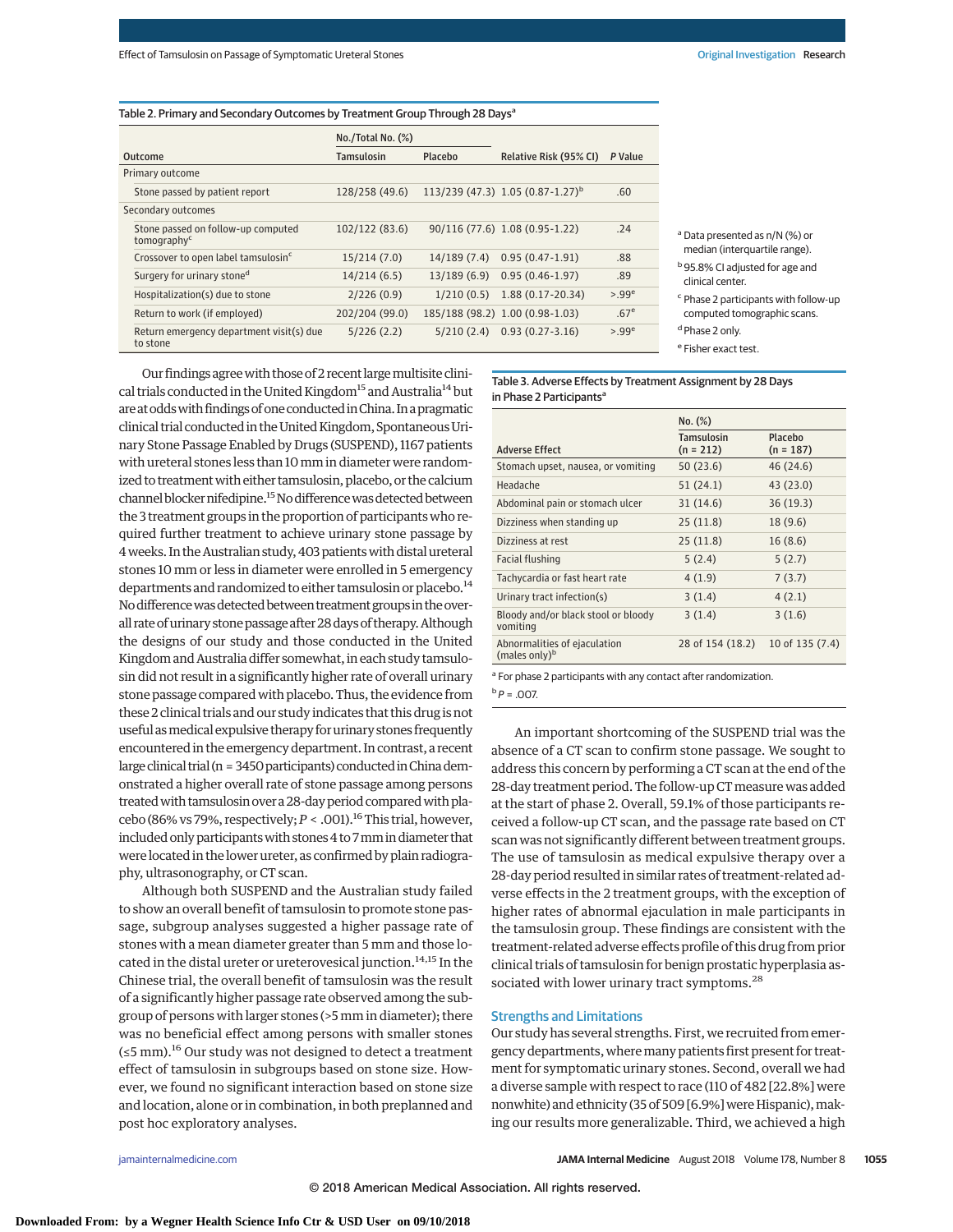Table 2. Primary and Secondary Outcomes by Treatment Group Through 28 Days[a]

| Outcome | No./Total No. (%) | | Relative Risk (95% CI) | P Value |
|---|---|---|---|---|
| | Tamsulosin | Placebo | | |
| Primary outcome | | | | |
| Stone passed by patient report | 128/258 (49.6) | 113/239 (47.3) | 1.05 (0.87-1.27)[b] | .60 |
| Secondary outcomes | | | | |
| Stone passed on follow-up computed tomography[c] | 102/122 (83.6) | 90/116 (77.6) | 1.08 (0.95-1.22) | .24 |
| Crossover to open label tamsulosin[c] | 15/214 (7.0) | 14/189 (7.4) | 0.95 (0.47-1.91) | .88 |
| Surgery for urinary stone[d] | 14/214 (6.5) | 13/189 (6.9) | 0.95 (0.46-1.97) | .89 |
| Hospitalization(s) due to stone | 2/226 (0.9) | 1/210 (0.5) | 1.88 (0.17-20.34) | >.99[e] |
| Return to work (if employed) | 202/204 (99.0) | 185/188 (98.2) | 1.00 (0.98-1.03) | .67[e] |
| Return emergency department visit(s) due to stone | 5/226 (2.2) | 5/210 (2.4) | 0.93 (0.27-3.16) | >.99[e] |

[a] Data presented as n/N (%) or median (interquartile range).

[b] 95.8% CI adjusted for age and clinical center.

[c] Phase 2 participants with follow-up computed tomographic scans.

[d] Phase 2 only.

[e] Fisher exact test.

Our findings agree with those of 2 recent large multisite clinical trials conducted in the United Kingdom[15] and Australia[14] but are at odds with findings of one conducted in China. In a pragmatic clinical trial conducted in the United Kingdom, Spontaneous Urinary Stone Passage Enabled by Drugs (SUSPEND), 1167 patients with ureteral stones less than 10 mm in diameter were randomized to treatment with either tamsulosin, placebo, or the calcium channel blocker nifedipine.[15] No difference was detected between the 3 treatment groups in the proportion of participants who required further treatment to achieve urinary stone passage by 4 weeks. In the Australian study, 403 patients with distal ureteral stones 10 mm or less in diameter were enrolled in 5 emergency departments and randomized to either tamsulosin or placebo.[14] No difference was detected between treatment groups in the overall rate of urinary stone passage after 28 days of therapy. Although the designs of our study and those conducted in the United Kingdom and Australia differ somewhat, in each study tamsulosin did not result in a significantly higher rate of overall urinary stone passage compared with placebo. Thus, the evidence from these 2 clinical trials and our study indicates that this drug is not useful as medical expulsive therapy for urinary stones frequently encountered in the emergency department. In contrast, a recent large clinical trial (n = 3450 participants) conducted in China demonstrated a higher overall rate of stone passage among persons treated with tamsulosin over a 28-day period compared with placebo (86% vs 79%, respectively; $P < .001$).[16] This trial, however, included only participants with stones 4 to 7 mm in diameter that were located in the lower ureter, as confirmed by plain radiography, ultrasonography, or CT scan.

Although both SUSPEND and the Australian study failed to show an overall benefit of tamsulosin to promote stone passage, subgroup analyses suggested a higher passage rate of stones with a mean diameter greater than 5 mm and those located in the distal ureter or ureterovesical junction.[14,15] In the Chinese trial, the overall benefit of tamsulosin was the result of a significantly higher passage rate observed among the subgroup of persons with larger stones (>5 mm in diameter); there was no beneficial effect among persons with smaller stones (≤5 mm).[16] Our study was not designed to detect a treatment effect of tamsulosin in subgroups based on stone size. However, we found no significant interaction based on stone size and location, alone or in combination, in both preplanned and post hoc exploratory analyses.

Table 3. Adverse Effects by Treatment Assignment by 28 Days in Phase 2 Participants[a]

| Adverse Effect | No. (%) | |
|---|---|---|
| | Tamsulosin (n = 212) | Placebo (n = 187) |
| Stomach upset, nausea, or vomiting | 50 (23.6) | 46 (24.6) |
| Headache | 51 (24.1) | 43 (23.0) |
| Abdominal pain or stomach ulcer | 31 (14.6) | 36 (19.3) |
| Dizziness when standing up | 25 (11.8) | 18 (9.6) |
| Dizziness at rest | 25 (11.8) | 16 (8.6) |
| Facial flushing | 5 (2.4) | 5 (2.7) |
| Tachycardia or fast heart rate | 4 (1.9) | 7 (3.7) |
| Urinary tract infection(s) | 3 (1.4) | 4 (2.1) |
| Bloody and/or black stool or bloody vomiting | 3 (1.4) | 3 (1.6) |
| Abnormalities of ejaculation (males only)[b] | 28 of 154 (18.2) | 10 of 135 (7.4) |

[a] For phase 2 participants with any contact after randomization.

[b] $P = .007$.

An important shortcoming of the SUSPEND trial was the absence of a CT scan to confirm stone passage. We sought to address this concern by performing a CT scan at the end of the 28-day treatment period. The follow-up CT measure was added at the start of phase 2. Overall, 59.1% of those participants received a follow-up CT scan, and the passage rate based on CT scan was not significantly different between treatment groups. The use of tamsulosin as medical expulsive therapy over a 28-day period resulted in similar rates of treatment-related adverse effects in the 2 treatment groups, with the exception of higher rates of abnormal ejaculation in male participants in the tamsulosin group. These findings are consistent with the treatment-related adverse effects profile of this drug from prior clinical trials of tamsulosin for benign prostatic hyperplasia associated with lower urinary tract symptoms.[28]

## Strengths and Limitations

Our study has several strengths. First, we recruited from emergency departments, where many patients first present for treatment for symptomatic urinary stones. Second, overall we had a diverse sample with respect to race (110 of 482 [22.8%] were nonwhite) and ethnicity (35 of 509 [6.9%] were Hispanic), making our results more generalizable. Third, we achieved a high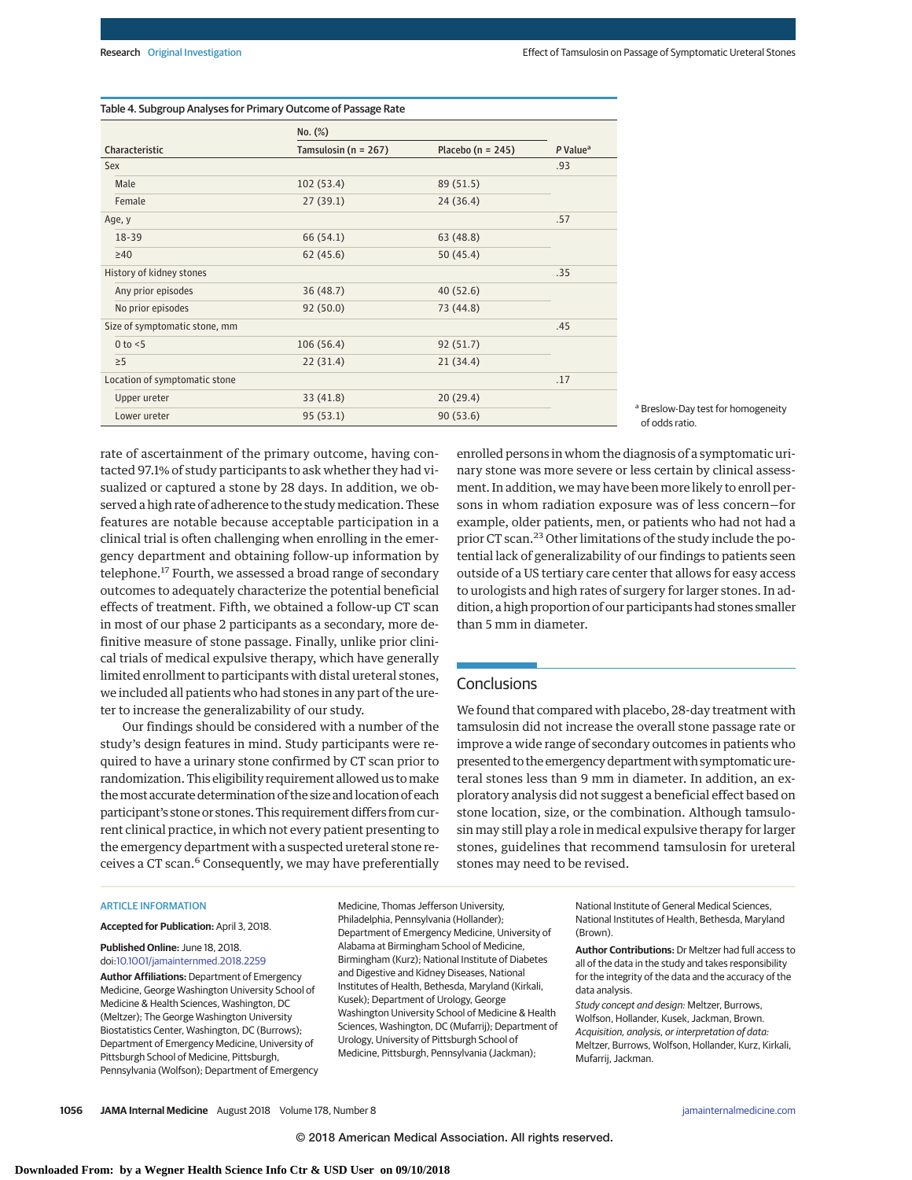Table 4. Subgroup Analyses for Primary Outcome of Passage Rate

| Characteristic | No. (%) Tamsulosin (n = 267) | Placebo (n = 245) | P Value[a] |
|---|---|---|---|
| Sex | | | .93 |
| Male | 102 (53.4) | 89 (51.5) | |
| Female | 27 (39.1) | 24 (36.4) | |
| Age, y | | | .57 |
| 18-39 | 66 (54.1) | 63 (48.8) | |
| ≥40 | 62 (45.6) | 50 (45.4) | |
| History of kidney stones | | | .35 |
| Any prior episodes | 36 (48.7) | 40 (52.6) | |
| No prior episodes | 92 (50.0) | 73 (44.8) | |
| Size of symptomatic stone, mm | | | .45 |
| 0 to <5 | 106 (56.4) | 92 (51.7) | |
| ≥5 | 22 (31.4) | 21 (34.4) | |
| Location of symptomatic stone | | | .17 |
| Upper ureter | 33 (41.8) | 20 (29.4) | |
| Lower ureter | 95 (53.1) | 90 (53.6) | |

[a] Breslow-Day test for homogeneity of odds ratio.

rate of ascertainment of the primary outcome, having contacted 97.1% of study participants to ask whether they had visualized or captured a stone by 28 days. In addition, we observed a high rate of adherence to the study medication. These features are notable because acceptable participation in a clinical trial is often challenging when enrolling in the emergency department and obtaining follow-up information by telephone.[17] Fourth, we assessed a broad range of secondary outcomes to adequately characterize the potential beneficial effects of treatment. Fifth, we obtained a follow-up CT scan in most of our phase 2 participants as a secondary, more definitive measure of stone passage. Finally, unlike prior clinical trials of medical expulsive therapy, which have generally limited enrollment to participants with distal ureteral stones, we included all patients who had stones in any part of the ureter to increase the generalizability of our study.

Our findings should be considered with a number of the study's design features in mind. Study participants were required to have a urinary stone confirmed by CT scan prior to randomization. This eligibility requirement allowed us to make the most accurate determination of the size and location of each participant's stone or stones. This requirement differs from current clinical practice, in which not every patient presenting to the emergency department with a suspected ureteral stone receives a CT scan.[6] Consequently, we may have preferentially enrolled persons in whom the diagnosis of a symptomatic urinary stone was more severe or less certain by clinical assessment. In addition, we may have been more likely to enroll persons in whom radiation exposure was of less concern—for example, older patients, men, or patients who had not had a prior CT scan.[23] Other limitations of the study include the potential lack of generalizability of our findings to patients seen outside of a US tertiary care center that allows for easy access to urologists and high rates of surgery for larger stones. In addition, a high proportion of our participants had stones smaller than 5 mm in diameter.

## Conclusions

We found that compared with placebo, 28-day treatment with tamsulosin did not increase the overall stone passage rate or improve a wide range of secondary outcomes in patients who presented to the emergency department with symptomatic ureteral stones less than 9 mm in diameter. In addition, an exploratory analysis did not suggest a beneficial effect based on stone location, size, or the combination. Although tamsulosin may still play a role in medical expulsive therapy for larger stones, guidelines that recommend tamsulosin for ureteral stones may need to be revised.

ARTICLE INFORMATION

**Accepted for Publication:** April 3, 2018.

**Published Online:** June 18, 2018. doi:10.1001/jamainternmed.2018.2259

**Author Affiliations:** Department of Emergency Medicine, George Washington University School of Medicine & Health Sciences, Washington, DC (Meltzer); The George Washington University Biostatistics Center, Washington, DC (Burrows); Department of Emergency Medicine, University of Pittsburgh School of Medicine, Pittsburgh, Pennsylvania (Wolfson); Department of Emergency Medicine, Thomas Jefferson University, Philadelphia, Pennsylvania (Hollander); Department of Emergency Medicine, University of Alabama at Birmingham School of Medicine, Birmingham (Kurz); National Institute of Diabetes and Digestive and Kidney Diseases, National Institutes of Health, Bethesda, Maryland (Kirkali, Kusek); Department of Urology, George Washington University School of Medicine & Health Sciences, Washington, DC (Mufarrij); Department of Urology, University of Pittsburgh School of Medicine, Pittsburgh, Pennsylvania (Jackman); National Institute of General Medical Sciences, National Institutes of Health, Bethesda, Maryland (Brown).

**Author Contributions:** Dr Meltzer had full access to all of the data in the study and takes responsibility for the integrity of the data and the accuracy of the data analysis.

*Study concept and design:* Meltzer, Burrows, Wolfson, Hollander, Kusek, Jackman, Brown.

*Acquisition, analysis, or interpretation of data:* Meltzer, Burrows, Wolfson, Hollander, Kurz, Kirkali, Mufarrij, Jackman.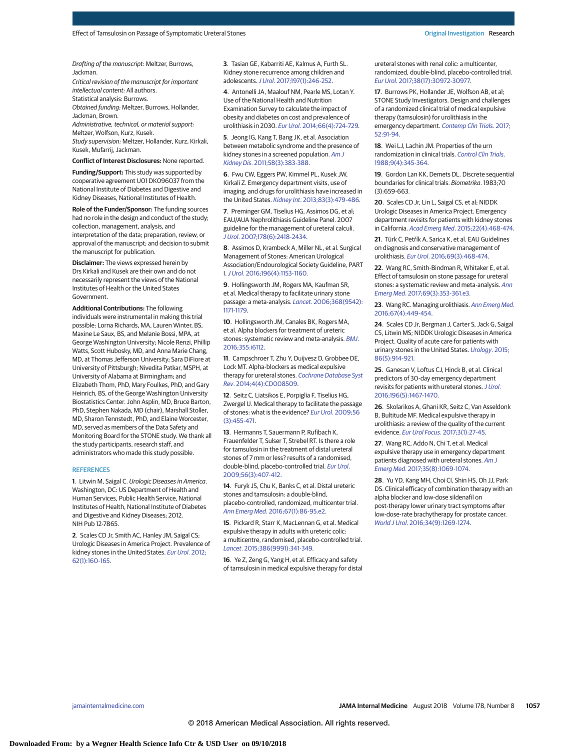*Drafting of the manuscript:* Meltzer, Burrows, Jackman.
*Critical revision of the manuscript for important intellectual content:* All authors.
Statistical analysis: Burrows.
*Obtained funding:* Meltzer, Burrows, Hollander, Jackman, Brown.
*Administrative, technical, or material support:* Meltzer, Wolfson, Kurz, Kusek.
*Study supervision:* Meltzer, Hollander, Kurz, Kirkali, Kusek, Mufarrij, Jackman.

**Conflict of Interest Disclosures:** None reported.

**Funding/Support:** This study was supported by cooperative agreement U01 DK096037 from the National Institute of Diabetes and Digestive and Kidney Diseases, National Institutes of Health.

**Role of the Funder/Sponsor:** The funding sources had no role in the design and conduct of the study; collection, management, analysis, and interpretation of the data; preparation, review, or approval of the manuscript; and decision to submit the manuscript for publication.

**Disclaimer:** The views expressed herein by Drs Kirkali and Kusek are their own and do not necessarily represent the views of the National Institutes of Health or the United States Government.

**Additional Contributions:** The following individuals were instrumental in making this trial possible: Lorna Richards, MA, Lauren Winter, BS, Maxine Le Saux, BS, and Melanie Bossi, MPA, at George Washington University; Nicole Renzi, Phillip Watts, Scott Hubosky, MD, and Anna Marie Chang, MD, at Thomas Jefferson University; Sara DiFiore at University of Pittsburgh; Nivedita Patkar, MSPH, at University of Alabama at Birmingham; and Elizabeth Thom, PhD, Mary Foulkes, PhD, and Gary Heinrich, BS, of the George Washington University Biostatistics Center. John Asplin, MD, Bruce Barton, PhD, Stephen Nakada, MD (chair), Marshall Stoller, MD, Sharon Tennstedt, PhD, and Elaine Worcester, MD, served as members of the Data Safety and Monitoring Board for the STONE study. We thank all the study participants, research staff, and administrators who made this study possible.

## REFERENCES

1. Litwin M, Saigal C. *Urologic Diseases in America*. Washington, DC: US Department of Health and Human Services, Public Health Service, National Institutes of Health, National Institute of Diabetes and Digestive and Kidney Diseases; 2012. NIH Pub 12-7865.

2. Scales CD Jr, Smith AC, Hanley JM, Saigal CS; Urologic Diseases in America Project. Prevalence of kidney stones in the United States. *Eur Urol*. 2012;62(1):160-165.

3. Tasian GE, Kabarriti AE, Kalmus A, Furth SL. Kidney stone recurrence among children and adolescents. *J Urol*. 2017;197(1):246-252.

4. Antonelli JA, Maalouf NM, Pearle MS, Lotan Y. Use of the National Health and Nutrition Examination Survey to calculate the impact of obesity and diabetes on cost and prevalence of urolithiasis in 2030. *Eur Urol*. 2014;66(4):724-729.

5. Jeong IG, Kang T, Bang JK, et al. Association between metabolic syndrome and the presence of kidney stones in a screened population. *Am J Kidney Dis*. 2011;58(3):383-388.

6. Fwu CW, Eggers PW, Kimmel PL, Kusek JW, Kirkali Z. Emergency department visits, use of imaging, and drugs for urolithiasis have increased in the United States. *Kidney Int*. 2013;83(3):479-486.

7. Preminger GM, Tiselius HG, Assimos DG, et al; EAU/AUA Nephrolithiasis Guideline Panel. 2007 guideline for the management of ureteral calculi. *J Urol*. 2007;178(6):2418-2434.

8. Assimos D, Krambeck A, Miller NL, et al. Surgical Management of Stones: American Urological Association/Endourological Society Guideline, PART I. *J Urol*. 2016;196(4):1153-1160.

9. Hollingsworth JM, Rogers MA, Kaufman SR, et al. Medical therapy to facilitate urinary stone passage: a meta-analysis. *Lancet*. 2006;368(9542):1171-1179.

10. Hollingsworth JM, Canales BK, Rogers MA, et al. Alpha blockers for treatment of ureteric stones: systematic review and meta-analysis. *BMJ*. 2016;355:i6112.

11. Campschroer T, Zhu Y, Duijvesz D, Grobbee DE, Lock MT. Alpha-blockers as medical expulsive therapy for ureteral stones. *Cochrane Database Syst Rev*. 2014;4(4):CD008509.

12. Seitz C, Liatsikos E, Porpiglia F, Tiselius HG, Zwergel U. Medical therapy to facilitate the passage of stones: what is the evidence? *Eur Urol*. 2009;56(3):455-471.

13. Hermanns T, Sauermann P, Rufibach K, Frauenfelder T, Sulser T, Strebel RT. Is there a role for tamsulosin in the treatment of distal ureteral stones of 7 mm or less? results of a randomised, double-blind, placebo-controlled trial. *Eur Urol*. 2009;56(3):407-412.

14. Furyk JS, Chu K, Banks C, et al. Distal ureteric stones and tamsulosin: a double-blind, placebo-controlled, randomized, multicenter trial. *Ann Emerg Med*. 2016;67(1):86-95.e2.

15. Pickard R, Starr K, MacLennan G, et al. Medical expulsive therapy in adults with ureteric colic: a multicentre, randomised, placebo-controlled trial. *Lancet*. 2015;386(9991):341-349.

16. Ye Z, Zeng G, Yang H, et al. Efficacy and safety of tamsulosin in medical expulsive therapy for distal ureteral stones with renal colic: a multicenter, randomized, double-blind, placebo-controlled trial. *Eur Urol*. 2017;38(17):30972-30977.

17. Burrows PK, Hollander JE, Wolfson AB, et al; STONE Study Investigators. Design and challenges of a randomized clinical trial of medical expulsive therapy (tamsulosin) for urolithiasis in the emergency department. *Contemp Clin Trials*. 2017;52:91-94.

18. Wei LJ, Lachin JM. Properties of the urn randomization in clinical trials. *Control Clin Trials*. 1988;9(4):345-364.

19. Gordon Lan KK, Demets DL. Discrete sequential boundaries for clinical trials. *Biometrika*. 1983;70(3):659-663.

20. Scales CD Jr, Lin L, Saigal CS, et al; NIDDK Urologic Diseases in America Project. Emergency department revisits for patients with kidney stones in California. *Acad Emerg Med*. 2015;22(4):468-474.

21. Türk C, Petřík A, Sarica K, et al. EAU Guidelines on diagnosis and conservative management of urolithiasis. *Eur Urol*. 2016;69(3):468-474.

22. Wang RC, Smith-Bindman R, Whitaker E, et al. Effect of tamsulosin on stone passage for ureteral stones: a systematic review and meta-analysis. *Ann Emerg Med*. 2017;69(3):353-361.e3.

23. Wang RC. Managing urolithiasis. *Ann Emerg Med*. 2016;67(4):449-454.

24. Scales CD Jr, Bergman J, Carter S, Jack G, Saigal CS, Litwin MS; NIDDK Urologic Diseases in America Project. Quality of acute care for patients with urinary stones in the United States. *Urology*. 2015;86(5):914-921.

25. Ganesan V, Loftus CJ, Hinck B, et al. Clinical predictors of 30-day emergency department revisits for patients with ureteral stones. *J Urol*. 2016;196(5):1467-1470.

26. Skolarikos A, Ghani KR, Seitz C, Van Asseldonk B, Bultitude MF. Medical expulsive therapy in urolithiasis: a review of the quality of the current evidence. *Eur Urol Focus*. 2017;3(1):27-45.

27. Wang RC, Addo N, Chi T, et al. Medical expulsive therapy use in emergency department patients diagnosed with ureteral stones. *Am J Emerg Med*. 2017;35(8):1069-1074.

28. Yu YD, Kang MH, Choi CI, Shin HS, Oh JJ, Park DS. Clinical efficacy of combination therapy with an alpha blocker and low-dose sildenafil on post-therapy lower urinary tract symptoms after low-dose-rate brachytherapy for prostate cancer. *World J Urol*. 2016;34(9):1269-1274.